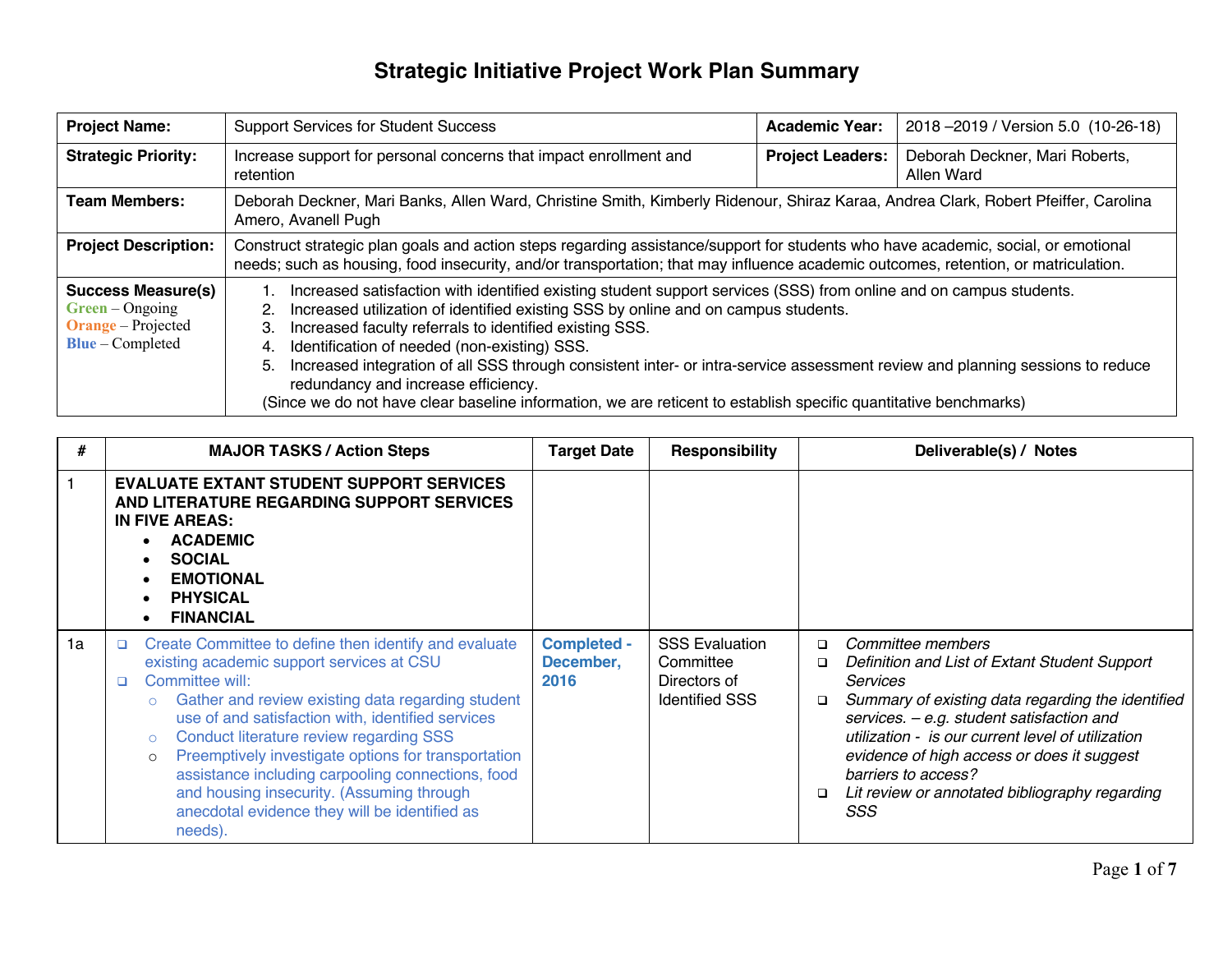# Strategic Initiative Project Work Plan Summary

| **Project Name:** | Support Services for Student Success | **Academic Year:** | 2018 –2019 / Version 5.0 (10-26-18) |
|---|---|---|---|
| **Strategic Priority:** | Increase support for personal concerns that impact enrollment and retention | **Project Leaders:** | Deborah Deckner, Mari Roberts, Allen Ward |
| **Team Members:** | Deborah Deckner, Mari Banks, Allen Ward, Christine Smith, Kimberly Ridenour, Shiraz Karaa, Andrea Clark, Robert Pfeiffer, Carolina Amero, Avanell Pugh | | |
| **Project Description:** | Construct strategic plan goals and action steps regarding assistance/support for students who have academic, social, or emotional needs; such as housing, food insecurity, and/or transportation; that may influence academic outcomes, retention, or matriculation. | | |
| **Success Measure(s)**<br>Green – Ongoing<br>Orange – Projected<br>Blue – Completed | 1. Increased satisfaction with identified existing student support services (SSS) from online and on campus students.<br>2. Increased utilization of identified existing SSS by online and on campus students.<br>3. Increased faculty referrals to identified existing SSS.<br>4. Identification of needed (non-existing) SSS.<br>5. Increased integration of all SSS through consistent inter- or intra-service assessment review and planning sessions to reduce redundancy and increase efficiency.<br>(Since we do not have clear baseline information, we are reticent to establish specific quantitative benchmarks) | | |

| # | MAJOR TASKS / Action Steps | Target Date | Responsibility | Deliverable(s) / Notes |
|---|---|---|---|---|
| 1 | **EVALUATE EXTANT STUDENT SUPPORT SERVICES AND LITERATURE REGARDING SUPPORT SERVICES IN FIVE AREAS:**<br>• **ACADEMIC**<br>• **SOCIAL**<br>• **EMOTIONAL**<br>• **PHYSICAL**<br>• **FINANCIAL** | | | |
| 1a | ❑ Create Committee to define then identify and evaluate existing academic support services at CSU<br>❑ Committee will:<br>○ Gather and review existing data regarding student use of and satisfaction with, identified services<br>○ Conduct literature review regarding SSS<br>○ Preemptively investigate options for transportation assistance including carpooling connections, food and housing insecurity. (Assuming through anecdotal evidence they will be identified as needs). | **Completed - December, 2016** | SSS Evaluation Committee<br>Directors of Identified SSS | ❑ *Committee members*<br>❑ *Definition and List of Extant Student Support Services*<br>❑ *Summary of existing data regarding the identified services. – e.g. student satisfaction and utilization - is our current level of utilization evidence of high access or does it suggest barriers to access?*<br>❑ *Lit review or annotated bibliography regarding SSS* |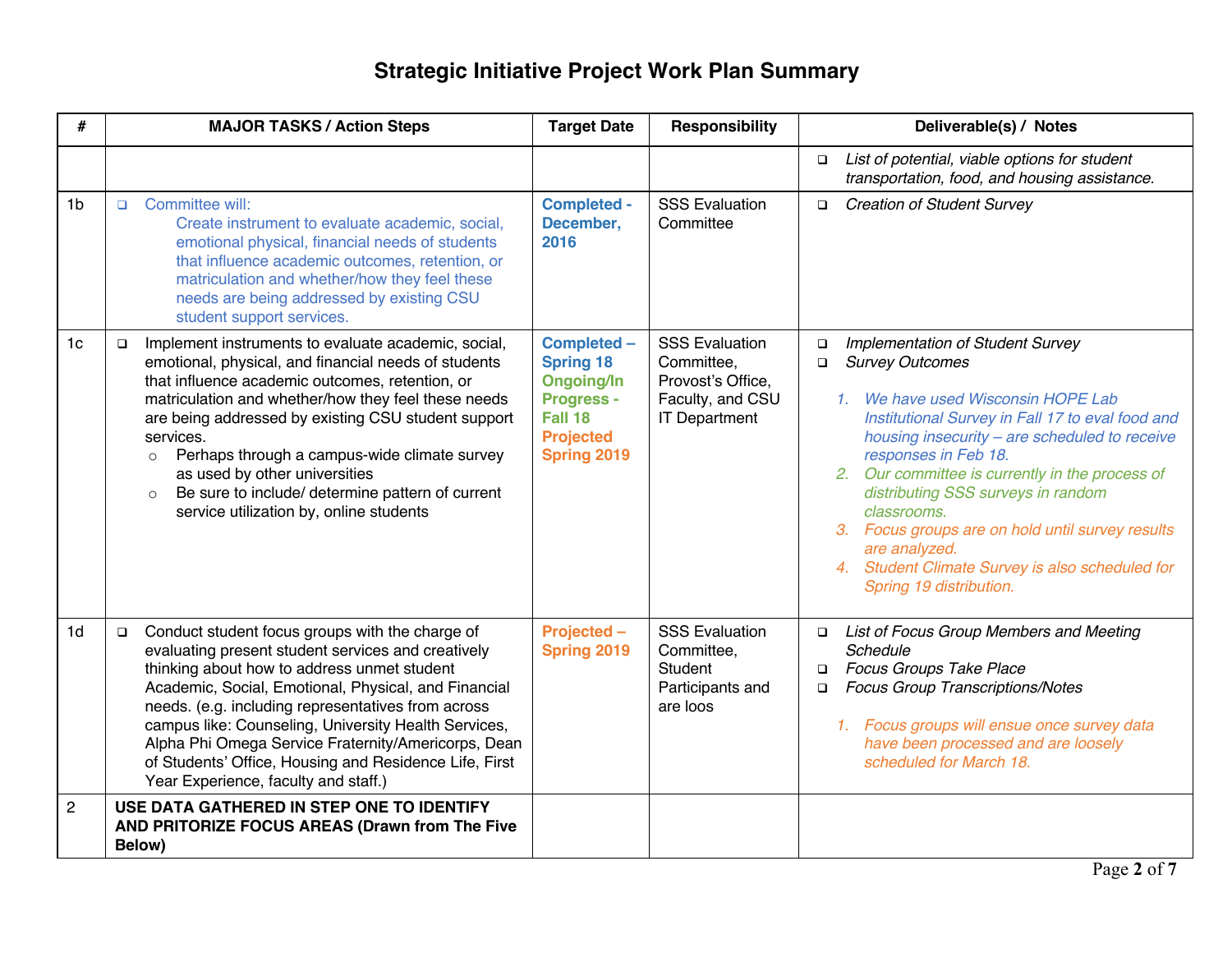# Strategic Initiative Project Work Plan Summary

| # | MAJOR TASKS / Action Steps | Target Date | Responsibility | Deliverable(s) / Notes |
|---|---|---|---|---|
| | | | | ❑ *List of potential, viable options for student transportation, food, and housing assistance.* |
| 1b | ❑ Committee will: Create instrument to evaluate academic, social, emotional physical, financial needs of students that influence academic outcomes, retention, or matriculation and whether/how they feel these needs are being addressed by existing CSU student support services. | **Completed - December, 2016** | SSS Evaluation Committee | ❑ *Creation of Student Survey* |
| 1c | ❑ Implement instruments to evaluate academic, social, emotional, physical, and financial needs of students that influence academic outcomes, retention, or matriculation and whether/how they feel these needs are being addressed by existing CSU student support services.<br>○ Perhaps through a campus-wide climate survey as used by other universities<br>○ Be sure to include/ determine pattern of current service utilization by, online students | **Completed – Spring 18**<br>**Ongoing/In Progress - Fall 18**<br>**Projected Spring 2019** | SSS Evaluation Committee, Provost's Office, Faculty, and CSU IT Department | ❑ *Implementation of Student Survey*<br>❑ *Survey Outcomes*<br>1. *We have used Wisconsin HOPE Lab Institutional Survey in Fall 17 to eval food and housing insecurity – are scheduled to receive responses in Feb 18.*<br>2. *Our committee is currently in the process of distributing SSS surveys in random classrooms.*<br>3. *Focus groups are on hold until survey results are analyzed.*<br>4. *Student Climate Survey is also scheduled for Spring 19 distribution.* |
| 1d | ❑ Conduct student focus groups with the charge of evaluating present student services and creatively thinking about how to address unmet student Academic, Social, Emotional, Physical, and Financial needs. (e.g. including representatives from across campus like: Counseling, University Health Services, Alpha Phi Omega Service Fraternity/Americorps, Dean of Students' Office, Housing and Residence Life, First Year Experience, faculty and staff.) | **Projected – Spring 2019** | SSS Evaluation Committee, Student Participants and are loos | ❑ *List of Focus Group Members and Meeting Schedule*<br>❑ *Focus Groups Take Place*<br>❑ *Focus Group Transcriptions/Notes*<br>1. *Focus groups will ensue once survey data have been processed and are loosely scheduled for March 18.* |
| 2 | **USE DATA GATHERED IN STEP ONE TO IDENTIFY AND PRITORIZE FOCUS AREAS (Drawn from The Five Below)** | | | |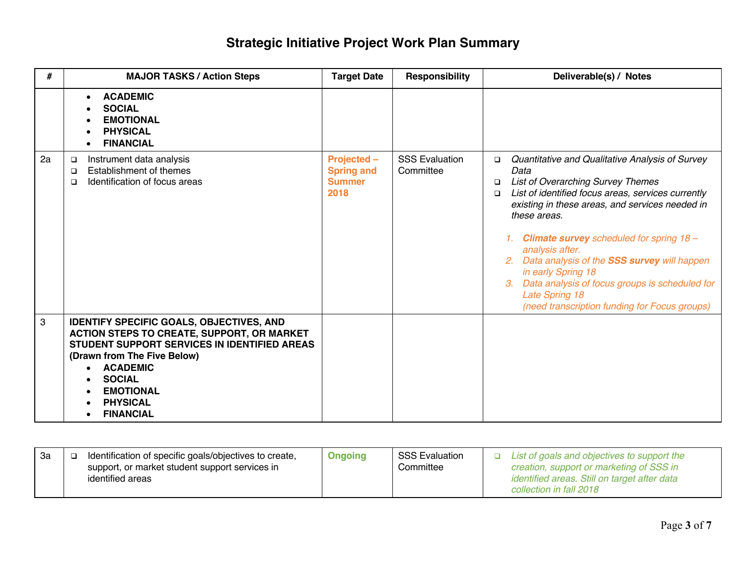# Strategic Initiative Project Work Plan Summary

| # | MAJOR TASKS / Action Steps | Target Date | Responsibility | Deliverable(s) / Notes |
|---|---|---|---|---|
| | • **ACADEMIC**<br>• **SOCIAL**<br>• **EMOTIONAL**<br>• **PHYSICAL**<br>• **FINANCIAL** | | | |
| 2a | ❑ Instrument data analysis<br>❑ Establishment of themes<br>❑ Identification of focus areas | **Projected – Spring and Summer 2018** | SSS Evaluation Committee | ❑ *Quantitative and Qualitative Analysis of Survey Data*<br>❑ *List of Overarching Survey Themes*<br>❑ *List of identified focus areas, services currently existing in these areas, and services needed in these areas.*<br><br>1. ***Climate survey*** *scheduled for spring 18 – analysis after.*<br>2. *Data analysis of the* ***SSS survey*** *will happen in early Spring 18*<br>3. *Data analysis of focus groups is scheduled for Late Spring 18 (need transcription funding for Focus groups)* |
| 3 | **IDENTIFY SPECIFIC GOALS, OBJECTIVES, AND ACTION STEPS TO CREATE, SUPPORT, OR MARKET STUDENT SUPPORT SERVICES IN IDENTIFIED AREAS (Drawn from The Five Below)**<br>• **ACADEMIC**<br>• **SOCIAL**<br>• **EMOTIONAL**<br>• **PHYSICAL**<br>• **FINANCIAL** | | | |
| 3a | ❑ Identification of specific goals/objectives to create, support, or market student support services in identified areas | **Ongoing** | SSS Evaluation Committee | ❑ *List of goals and objectives to support the creation, support or marketing of SSS in identified areas. Still on target after data collection in fall 2018* |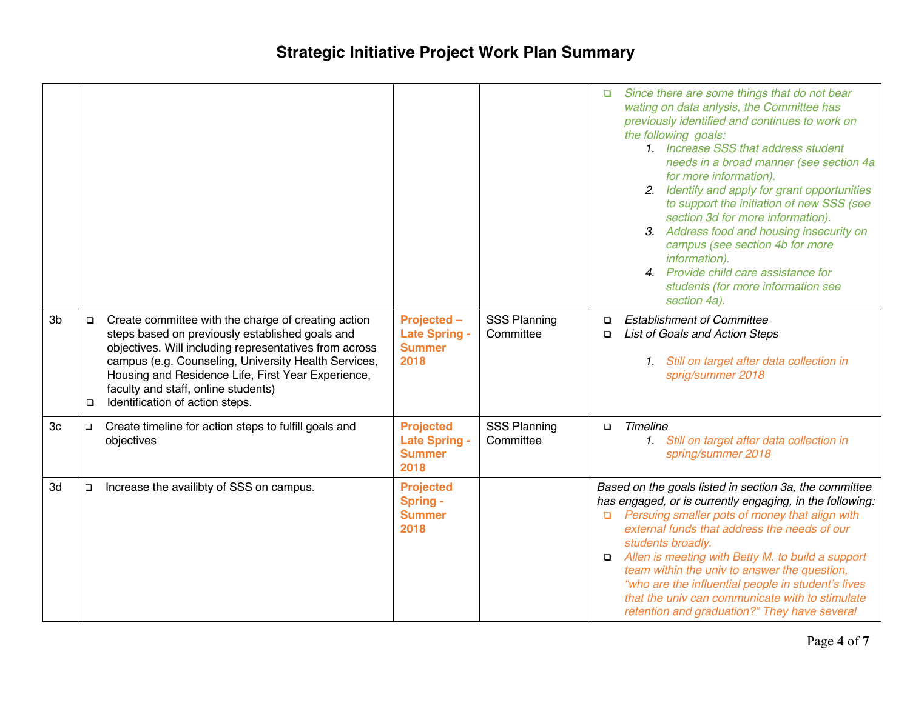# Strategic Initiative Project Work Plan Summary

| | | | | |
|---|---|---|---|---|
| | | | | ❑ *Since there are some things that do not bear wating on data anlysis, the Committee has previously identified and continues to work on the following goals:*<br>1. *Increase SSS that address student needs in a broad manner (see section 4a for more information).*<br>2. *Identify and apply for grant opportunities to support the initiation of new SSS (see section 3d for more information).*<br>3. *Address food and housing insecurity on campus (see section 4b for more information).*<br>4. *Provide child care assistance for students (for more information see section 4a).* |
| 3b | ❑ Create committee with the charge of creating action steps based on previously established goals and objectives. Will including representatives from across campus (e.g. Counseling, University Health Services, Housing and Residence Life, First Year Experience, faculty and staff, online students)<br>❑ Identification of action steps. | **Projected – Late Spring - Summer 2018** | SSS Planning Committee | ❑ *Establishment of Committee*<br>❑ *List of Goals and Action Steps*<br>1. *Still on target after data collection in sprig/summer 2018* |
| 3c | ❑ Create timeline for action steps to fulfill goals and objectives | **Projected Late Spring - Summer 2018** | SSS Planning Committee | ❑ *Timeline*<br>1. *Still on target after data collection in spring/summer 2018* |
| 3d | ❑ Increase the availibty of SSS on campus. | **Projected Spring - Summer 2018** | | *Based on the goals listed in section 3a, the committee has engaged, or is currently engaging, in the following:*<br>❑ *Persuing smaller pots of money that align with external funds that address the needs of our students broadly.*<br>❑ *Allen is meeting with Betty M. to build a support team within the univ to answer the question, "who are the influential people in student's lives that the univ can communicate with to stimulate retention and graduation?" They have several* |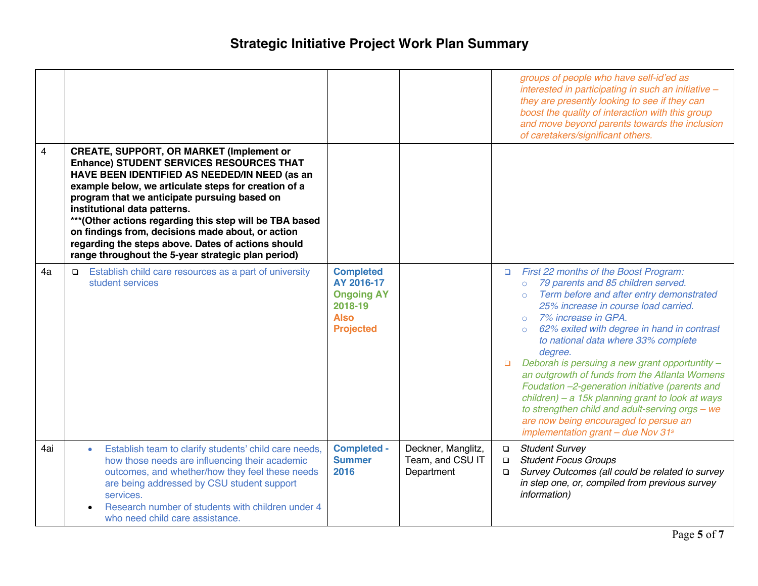# Strategic Initiative Project Work Plan Summary

| | | | | |
|---|---|---|---|---|
| | | | | *groups of people who have self-id'ed as interested in participating in such an initiative – they are presently looking to see if they can boost the quality of interaction with this group and move beyond parents towards the inclusion of caretakers/significant others.* |
| 4 | **CREATE, SUPPORT, OR MARKET (Implement or Enhance) STUDENT SERVICES RESOURCES THAT HAVE BEEN IDENTIFIED AS NEEDED/IN NEED (as an example below, we articulate steps for creation of a program that we anticipate pursuing based on institutional data patterns. \*\*\*(Other actions regarding this step will be TBA based on findings from, decisions made about, or action regarding the steps above. Dates of actions should range throughout the 5-year strategic plan period)** | | | |
| 4a | ❑ Establish child care resources as a part of university student services | **Completed AY 2016-17** **Ongoing AY 2018-19** **Also Projected** | | ❑ *First 22 months of the Boost Program:*<br>○ *79 parents and 85 children served.*<br>○ *Term before and after entry demonstrated 25% increase in course load carried.*<br>○ *7% increase in GPA.*<br>○ *62% exited with degree in hand in contrast to national data where 33% complete degree.*<br>❑ *Deborah is persuing a new grant opportuntity – an outgrowth of funds from the Atlanta Womens Foudation –2-generation initiative (parents and children) – a 15k planning grant to look at ways to strengthen child and adult-serving orgs – we are now being encouraged to persue an implementation grant – due Nov 31s* |
| 4ai | • Establish team to clarify students' child care needs, how those needs are influencing their academic outcomes, and whether/how they feel these needs are being addressed by CSU student support services.<br>• Research number of students with children under 4 who need child care assistance. | **Completed - Summer 2016** | Deckner, Manglitz, Team, and CSU IT Department | ❑ *Student Survey*<br>❑ *Student Focus Groups*<br>❑ *Survey Outcomes (all could be related to survey in step one, or, compiled from previous survey information)* |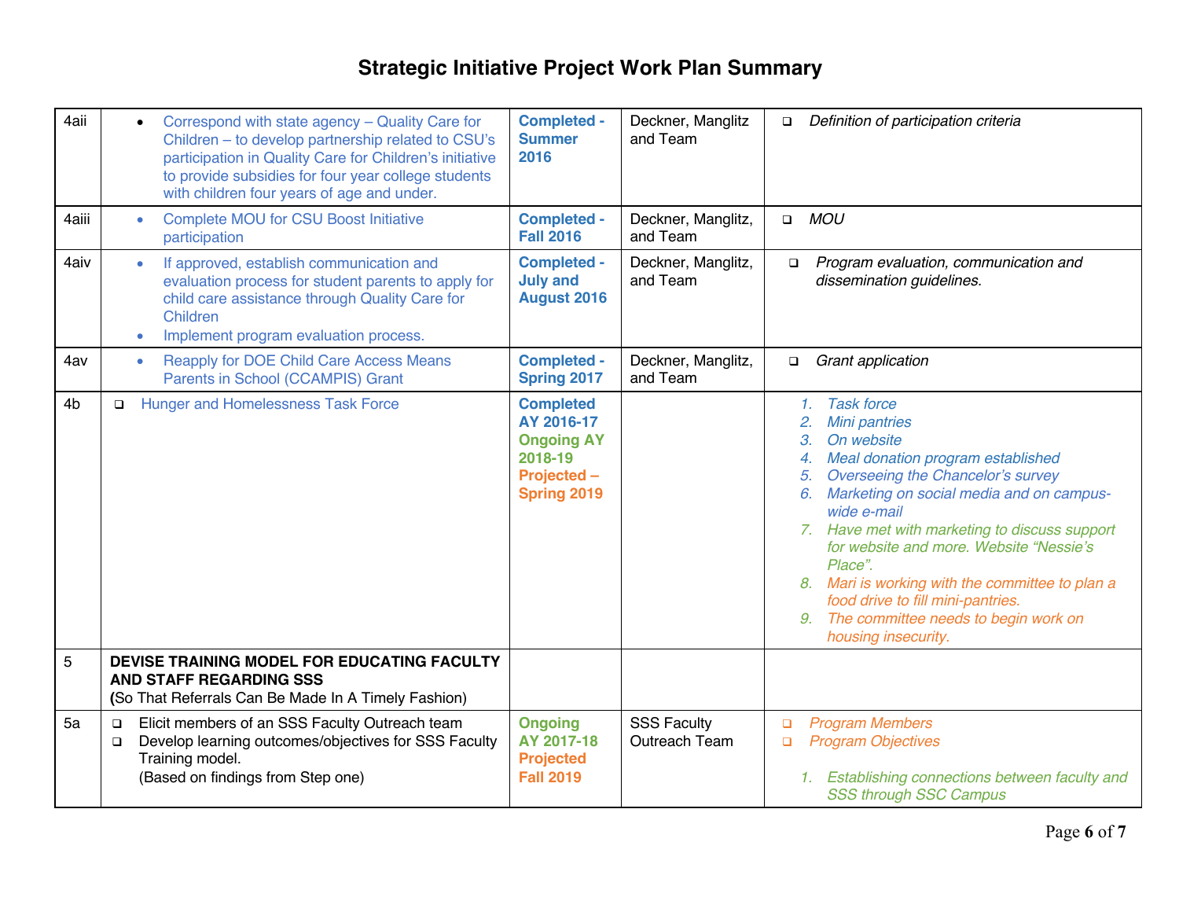# Strategic Initiative Project Work Plan Summary

| | | | | |
|---|---|---|---|---|
| 4aii | • Correspond with state agency – Quality Care for Children – to develop partnership related to CSU's participation in Quality Care for Children's initiative to provide subsidies for four year college students with children four years of age and under. | **Completed - Summer 2016** | Deckner, Manglitz and Team | ❑ *Definition of participation criteria* |
| 4aiii | • Complete MOU for CSU Boost Initiative participation | **Completed - Fall 2016** | Deckner, Manglitz, and Team | ❑ *MOU* |
| 4aiv | • If approved, establish communication and evaluation process for student parents to apply for child care assistance through Quality Care for Children<br>• Implement program evaluation process. | **Completed - July and August 2016** | Deckner, Manglitz, and Team | ❑ *Program evaluation, communication and dissemination guidelines.* |
| 4av | • Reapply for DOE Child Care Access Means Parents in School (CCAMPIS) Grant | **Completed - Spring 2017** | Deckner, Manglitz, and Team | ❑ *Grant application* |
| 4b | ❑ Hunger and Homelessness Task Force | **Completed AY 2016-17**<br>**Ongoing AY 2018-19**<br>**Projected – Spring 2019** | | 1. *Task force*<br>2. *Mini pantries*<br>3. *On website*<br>4. *Meal donation program established*<br>5. *Overseeing the Chancelor's survey*<br>6. *Marketing on social media and on campus-wide e-mail*<br>7. *Have met with marketing to discuss support for website and more. Website "Nessie's Place".*<br>8. *Mari is working with the committee to plan a food drive to fill mini-pantries.*<br>9. *The committee needs to begin work on housing insecurity.* |
| 5 | **DEVISE TRAINING MODEL FOR EDUCATING FACULTY AND STAFF REGARDING SSS**<br>**(**So That Referrals Can Be Made In A Timely Fashion) | | | |
| 5a | ❑ Elicit members of an SSS Faculty Outreach team<br>❑ Develop learning outcomes/objectives for SSS Faculty Training model.<br>(Based on findings from Step one) | **Ongoing AY 2017-18**<br>**Projected Fall 2019** | SSS Faculty Outreach Team | ❑ *Program Members*<br>❑ *Program Objectives*<br><br>1. *Establishing connections between faculty and SSS through SSC Campus* |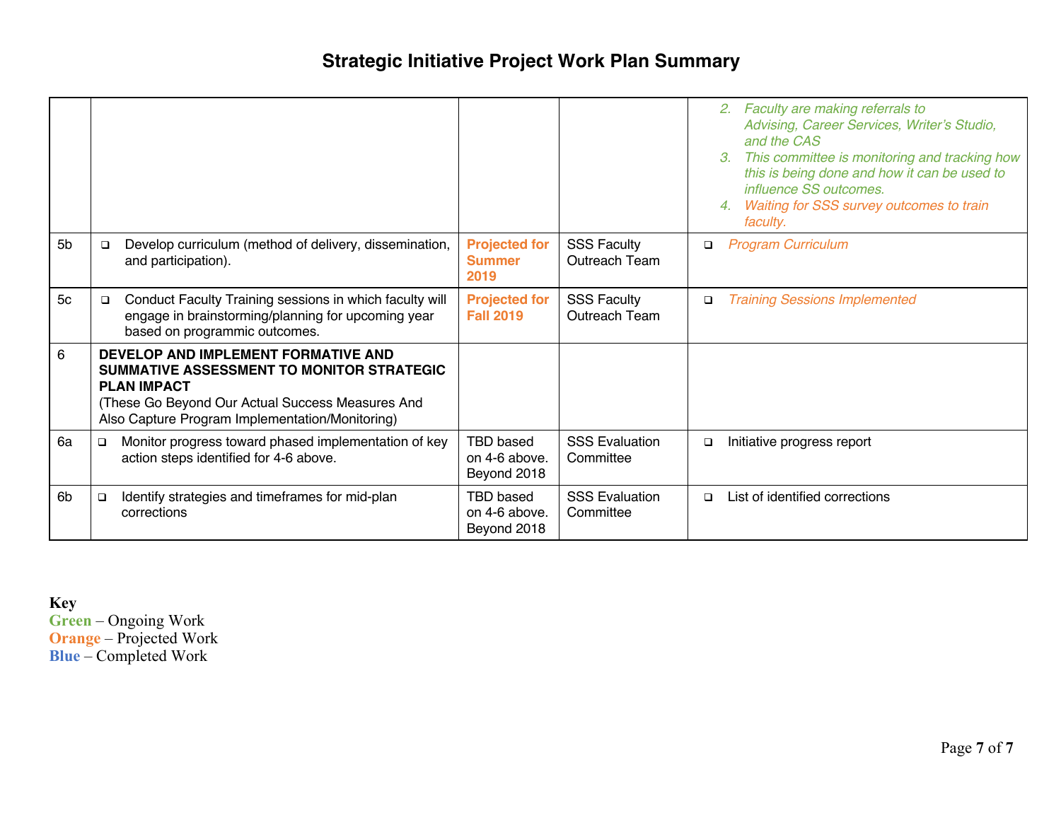# Strategic Initiative Project Work Plan Summary

| | | | | |
|---|---|---|---|---|
| | | | | 2. *Faculty are making referrals to Advising, Career Services, Writer's Studio, and the CAS*<br>3. *This committee is monitoring and tracking how this is being done and how it can be used to influence SS outcomes.*<br>4. *Waiting for SSS survey outcomes to train faculty.* |
| 5b | ❑ Develop curriculum (method of delivery, dissemination, and participation). | **Projected for Summer 2019** | SSS Faculty Outreach Team | ❑ *Program Curriculum* |
| 5c | ❑ Conduct Faculty Training sessions in which faculty will engage in brainstorming/planning for upcoming year based on programmic outcomes. | **Projected for Fall 2019** | SSS Faculty Outreach Team | ❑ *Training Sessions Implemented* |
| 6 | **DEVELOP AND IMPLEMENT FORMATIVE AND SUMMATIVE ASSESSMENT TO MONITOR STRATEGIC PLAN IMPACT**<br>(These Go Beyond Our Actual Success Measures And Also Capture Program Implementation/Monitoring) | | | |
| 6a | ❑ Monitor progress toward phased implementation of key action steps identified for 4-6 above. | TBD based on 4-6 above. Beyond 2018 | SSS Evaluation Committee | ❑ Initiative progress report |
| 6b | ❑ Identify strategies and timeframes for mid-plan corrections | TBD based on 4-6 above. Beyond 2018 | SSS Evaluation Committee | ❑ List of identified corrections |

**Key**
**Green** – Ongoing Work
**Orange** – Projected Work
**Blue** – Completed Work